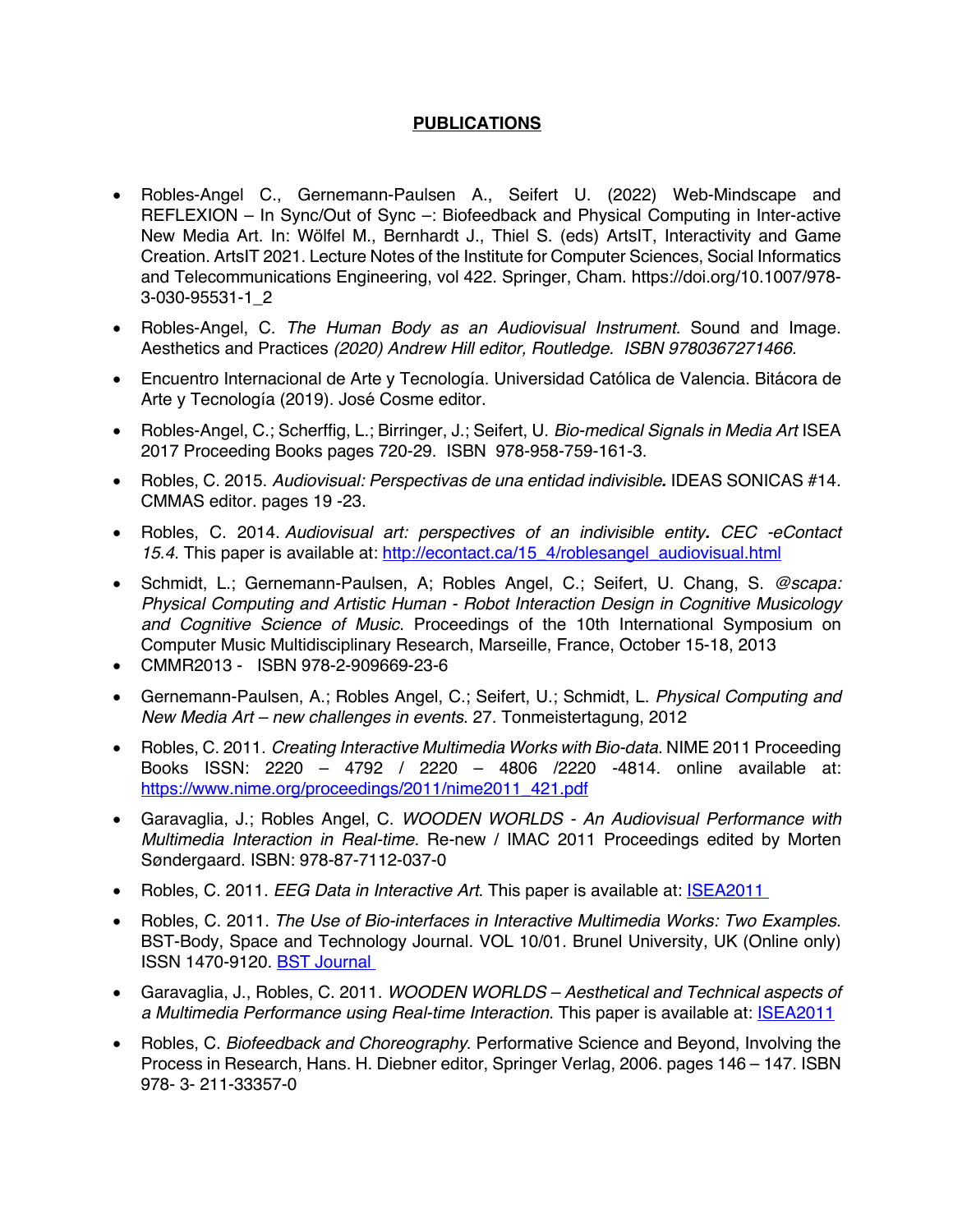# PUBLICATIONS

- Robles-Angel C., Gernemann-Paulsen A., Seifert U. (2022) Web-Mindscape and REFLEXION – In Sync/Out of Sync –: Biofeedback and Physical Computing in Inter-active New Media Art. In: Wölfel M., Bernhardt J., Thiel S. (eds) ArtsIT, Interactivity and Game Creation. ArtsIT 2021. Lecture Notes of the Institute for Computer Sciences, Social Informatics and Telecommunications Engineering, vol 422. Springer, Cham. https://doi.org/10.1007/978-3-030-95531-1_2

- Robles-Angel, C. *The Human Body as an Audiovisual Instrument.* Sound and Image. Aesthetics and Practices *(2020) Andrew Hill editor, Routledge. ISBN 9780367271466.*

- Encuentro Internacional de Arte y Tecnología. Universidad Católica de Valencia. Bitácora de Arte y Tecnología (2019). José Cosme editor.

- Robles-Angel, C.; Scherffig, L.; Birringer, J.; Seifert, U. *Bio-medical Signals in Media Art* ISEA 2017 Proceeding Books pages 720-29. ISBN 978-958-759-161-3.

- Robles, C. 2015. *Audiovisual: Perspectivas de una entidad indivisible.* IDEAS SONICAS #14. CMMAS editor. pages 19 -23.

- Robles, C. 2014. *Audiovisual art: perspectives of an indivisible entity. CEC -eContact 15.4.* This paper is available at: [http://econtact.ca/15_4/roblesangel_audiovisual.html](http://econtact.ca/15_4/roblesangel_audiovisual.html)

- Schmidt, L.; Gernemann-Paulsen, A; Robles Angel, C.; Seifert, U. Chang, S. *@scapa: Physical Computing and Artistic Human - Robot Interaction Design in Cognitive Musicology and Cognitive Science of Music.* Proceedings of the 10th International Symposium on Computer Music Multidisciplinary Research, Marseille, France, October 15-18, 2013
- CMMR2013 - ISBN 978-2-909669-23-6

- Gernemann-Paulsen, A.; Robles Angel, C.; Seifert, U.; Schmidt, L. *Physical Computing and New Media Art – new challenges in events*. 27. Tonmeistertagung, 2012

- Robles, C. 2011. *Creating Interactive Multimedia Works with Bio-data*. NIME 2011 Proceeding Books ISSN: 2220 – 4792 / 2220 – 4806 /2220 -4814. online available at: [https://www.nime.org/proceedings/2011/nime2011_421.pdf](https://www.nime.org/proceedings/2011/nime2011_421.pdf)

- Garavaglia, J.; Robles Angel, C. *WOODEN WORLDS - An Audiovisual Performance with Multimedia Interaction in Real-time.* Re-new / IMAC 2011 Proceedings edited by Morten Søndergaard. ISBN: 978-87-7112-037-0

- Robles, C. 2011. *EEG Data in Interactive Art*. This paper is available at: ISEA2011

- Robles, C. 2011. *The Use of Bio-interfaces in Interactive Multimedia Works: Two Examples.* BST-Body, Space and Technology Journal. VOL 10/01. Brunel University, UK (Online only) ISSN 1470-9120. BST Journal

- Garavaglia, J., Robles, C. 2011. *WOODEN WORLDS – Aesthetical and Technical aspects of a Multimedia Performance using Real-time Interaction*. This paper is available at: ISEA2011

- Robles, C. *Biofeedback and Choreography*. Performative Science and Beyond, Involving the Process in Research, Hans. H. Diebner editor, Springer Verlag, 2006. pages 146 – 147. ISBN 978- 3- 211-33357-0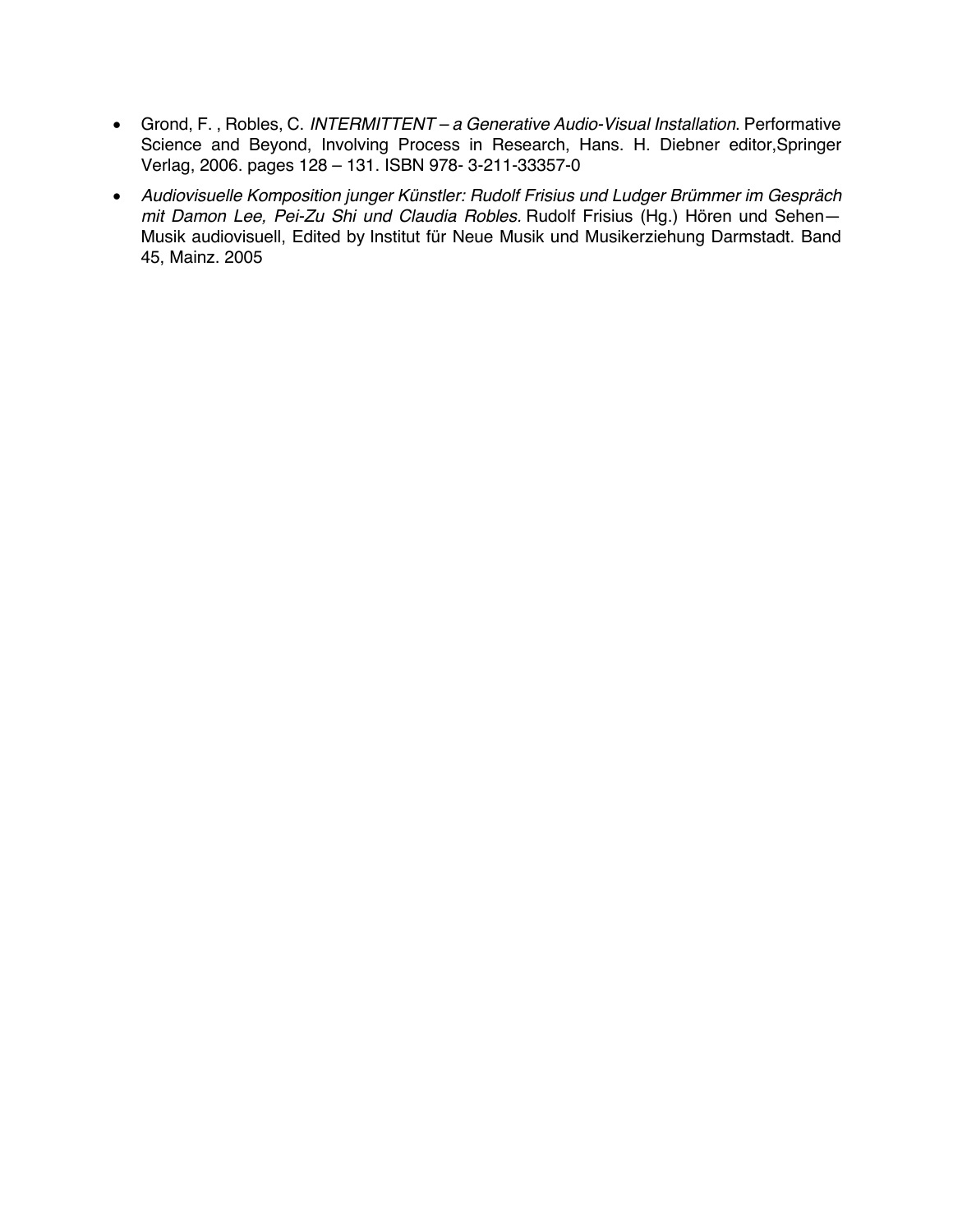- Grond, F. , Robles, C. *INTERMITTENT – a Generative Audio-Visual Installation*. Performative Science and Beyond, Involving Process in Research, Hans. H. Diebner editor,Springer Verlag, 2006. pages 128 – 131. ISBN 978- 3-211-33357-0
- *Audiovisuelle Komposition junger Künstler: Rudolf Frisius und Ludger Brümmer im Gespräch mit Damon Lee, Pei-Zu Shi und Claudia Robles*. Rudolf Frisius (Hg.) Hören und Sehen— Musik audiovisuell, Edited by Institut für Neue Musik und Musikerziehung Darmstadt. Band 45, Mainz. 2005